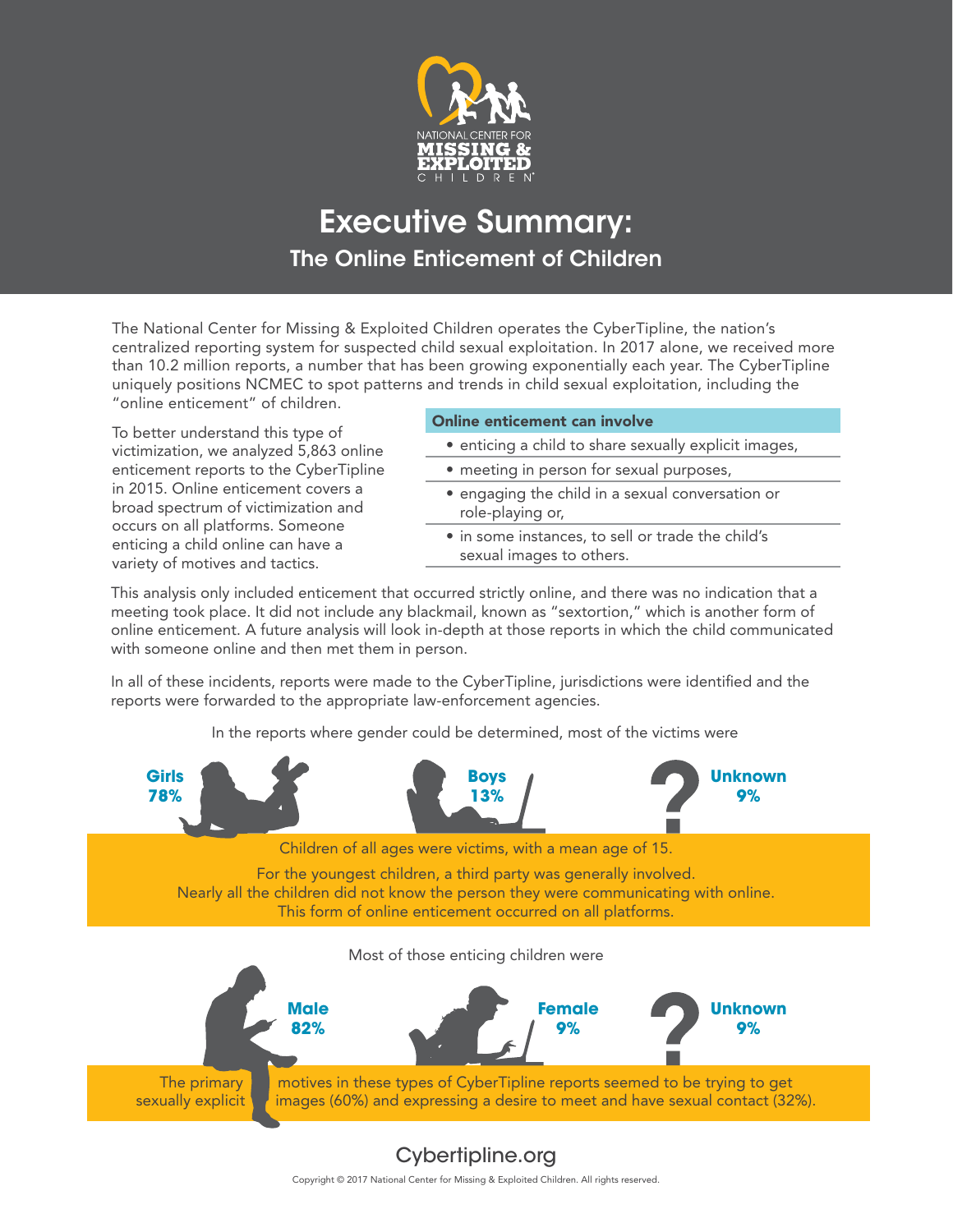NATIONAL CENTER FOR
MISSING &
EXPLOITED
CHILDREN

# Executive Summary:
## The Online Enticement of Children

The National Center for Missing & Exploited Children operates the CyberTipline, the nation's centralized reporting system for suspected child sexual exploitation. In 2017 alone, we received more than 10.2 million reports, a number that has been growing exponentially each year. The CyberTipline uniquely positions NCMEC to spot patterns and trends in child sexual exploitation, including the "online enticement" of children.

To better understand this type of victimization, we analyzed 5,863 online enticement reports to the CyberTipline in 2015. Online enticement covers a broad spectrum of victimization and occurs on all platforms. Someone enticing a child online can have a variety of motives and tactics.

**Online enticement can involve**

- enticing a child to share sexually explicit images,
- meeting in person for sexual purposes,
- engaging the child in a sexual conversation or role-playing or,
- in some instances, to sell or trade the child's sexual images to others.

This analysis only included enticement that occurred strictly online, and there was no indication that a meeting took place. It did not include any blackmail, known as "sextortion," which is another form of online enticement. A future analysis will look in-depth at those reports in which the child communicated with someone online and then met them in person.

In all of these incidents, reports were made to the CyberTipline, jurisdictions were identified and the reports were forwarded to the appropriate law-enforcement agencies.

In the reports where gender could be determined, most of the victims were

**Girls 78%**

**Boys 13%**

**Unknown 9%**

Children of all ages were victims, with a mean age of 15.

For the youngest children, a third party was generally involved.
Nearly all the children did not know the person they were communicating with online.
This form of online enticement occurred on all platforms.

Most of those enticing children were

**Male 82%**

**Female 9%**

**Unknown 9%**

The primary motives in these types of CyberTipline reports seemed to be trying to get sexually explicit images (60%) and expressing a desire to meet and have sexual contact (32%).

Cybertipline.org

Copyright © 2017 National Center for Missing & Exploited Children. All rights reserved.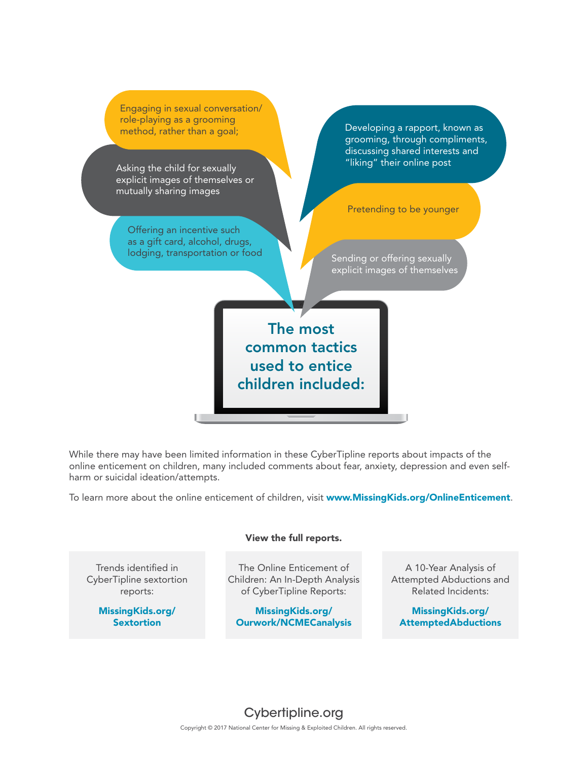## The most common tactics used to entice children included:

- Engaging in sexual conversation/role-playing as a grooming method, rather than a goal;
- Asking the child for sexually explicit images of themselves or mutually sharing images
- Offering an incentive such as a gift card, alcohol, drugs, lodging, transportation or food
- Developing a rapport, known as grooming, through compliments, discussing shared interests and "liking" their online post
- Pretending to be younger
- Sending or offering sexually explicit images of themselves

While there may have been limited information in these CyberTipline reports about impacts of the online enticement on children, many included comments about fear, anxiety, depression and even self-harm or suicidal ideation/attempts.

To learn more about the online enticement of children, visit **www.MissingKids.org/OnlineEnticement**.

**View the full reports.**

Trends identified in CyberTipline sextortion reports:

**MissingKids.org/Sextortion**

The Online Enticement of Children: An In-Depth Analysis of CyberTipline Reports:

**MissingKids.org/Ourwork/NCMECanalysis**

A 10-Year Analysis of Attempted Abductions and Related Incidents:

**MissingKids.org/AttemptedAbductions**

Cybertipline.org

Copyright © 2017 National Center for Missing & Exploited Children. All rights reserved.